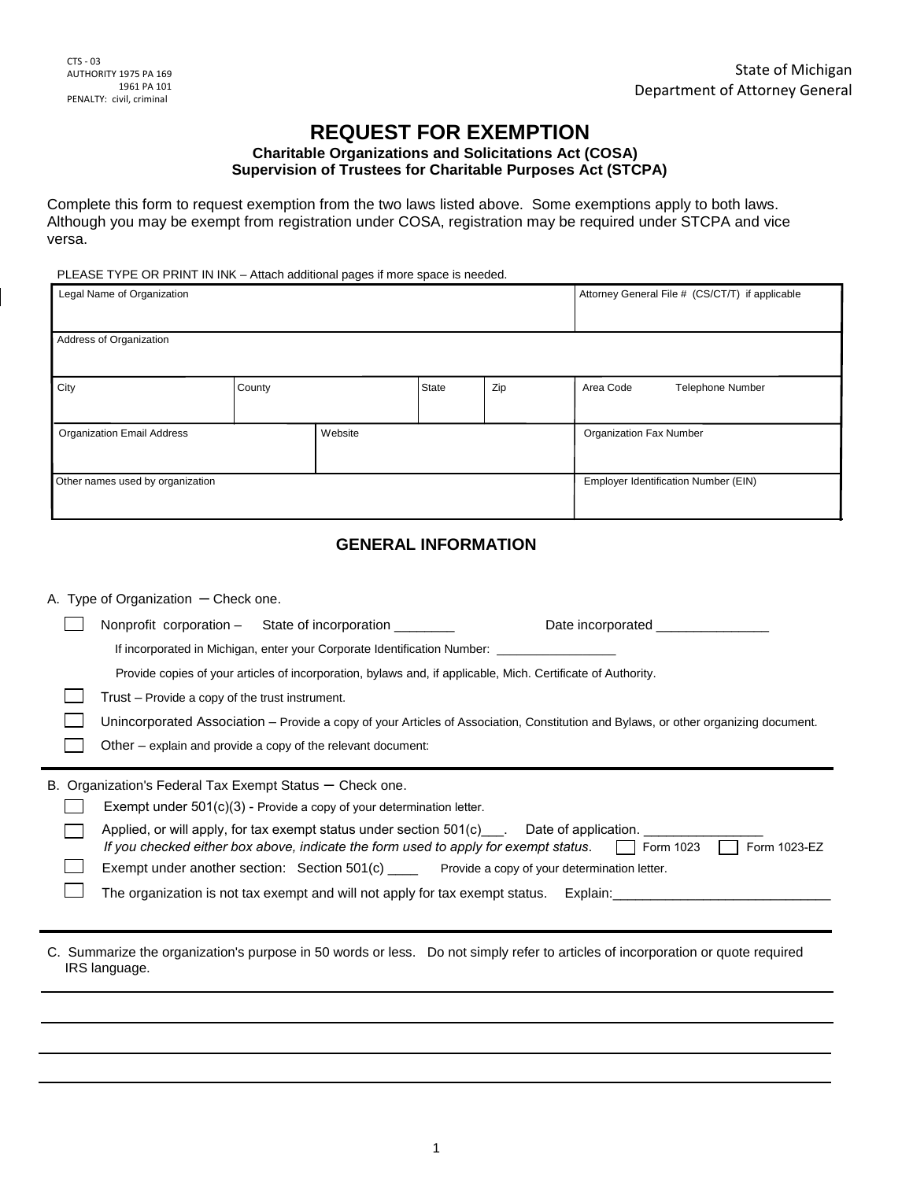CTS - 03
AUTHORITY 1975 PA 169
1961 PA 101
PENALTY: civil, criminal

State of Michigan
Department of Attorney General

# REQUEST FOR EXEMPTION

**Charitable Organizations and Solicitations Act (COSA)**
**Supervision of Trustees for Charitable Purposes Act (STCPA)**

Complete this form to request exemption from the two laws listed above. Some exemptions apply to both laws. Although you may be exempt from registration under COSA, registration may be required under STCPA and vice versa.

PLEASE TYPE OR PRINT IN INK – Attach additional pages if more space is needed.

| Legal Name of Organization | | | | | Attorney General File # (CS/CT/T) if applicable |
|---|---|---|---|---|---|
| Address of Organization | | | | | |
| City | County | | State | Zip | Area Code Telephone Number |
| Organization Email Address | | Website | | | Organization Fax Number |
| Other names used by organization | | | | | Employer Identification Number (EIN) |

## GENERAL INFORMATION

A. Type of Organization – Check one.

- ☐ Nonprofit corporation – State of incorporation ________ Date incorporated _______________
  If incorporated in Michigan, enter your Corporate Identification Number: _________________
  Provide copies of your articles of incorporation, bylaws and, if applicable, Mich. Certificate of Authority.
- ☐ Trust – Provide a copy of the trust instrument.
- ☐ Unincorporated Association – Provide a copy of your Articles of Association, Constitution and Bylaws, or other organizing document.
- ☐ Other – explain and provide a copy of the relevant document:

B. Organization's Federal Tax Exempt Status – Check one.

- ☐ Exempt under 501(c)(3) - Provide a copy of your determination letter.
- ☐ Applied, or will apply, for tax exempt status under section 501(c)___. Date of application. _______________
  *If you checked either box above, indicate the form used to apply for exempt status.* ☐ Form 1023 ☐ Form 1023-EZ
- ☐ Exempt under another section: Section 501(c) ____ Provide a copy of your determination letter.
- ☐ The organization is not tax exempt and will not apply for tax exempt status. Explain:_____________________________

C. Summarize the organization's purpose in 50 words or less. Do not simply refer to articles of incorporation or quote required IRS language.

_______________________________________________________________________________

_______________________________________________________________________________

_______________________________________________________________________________

_______________________________________________________________________________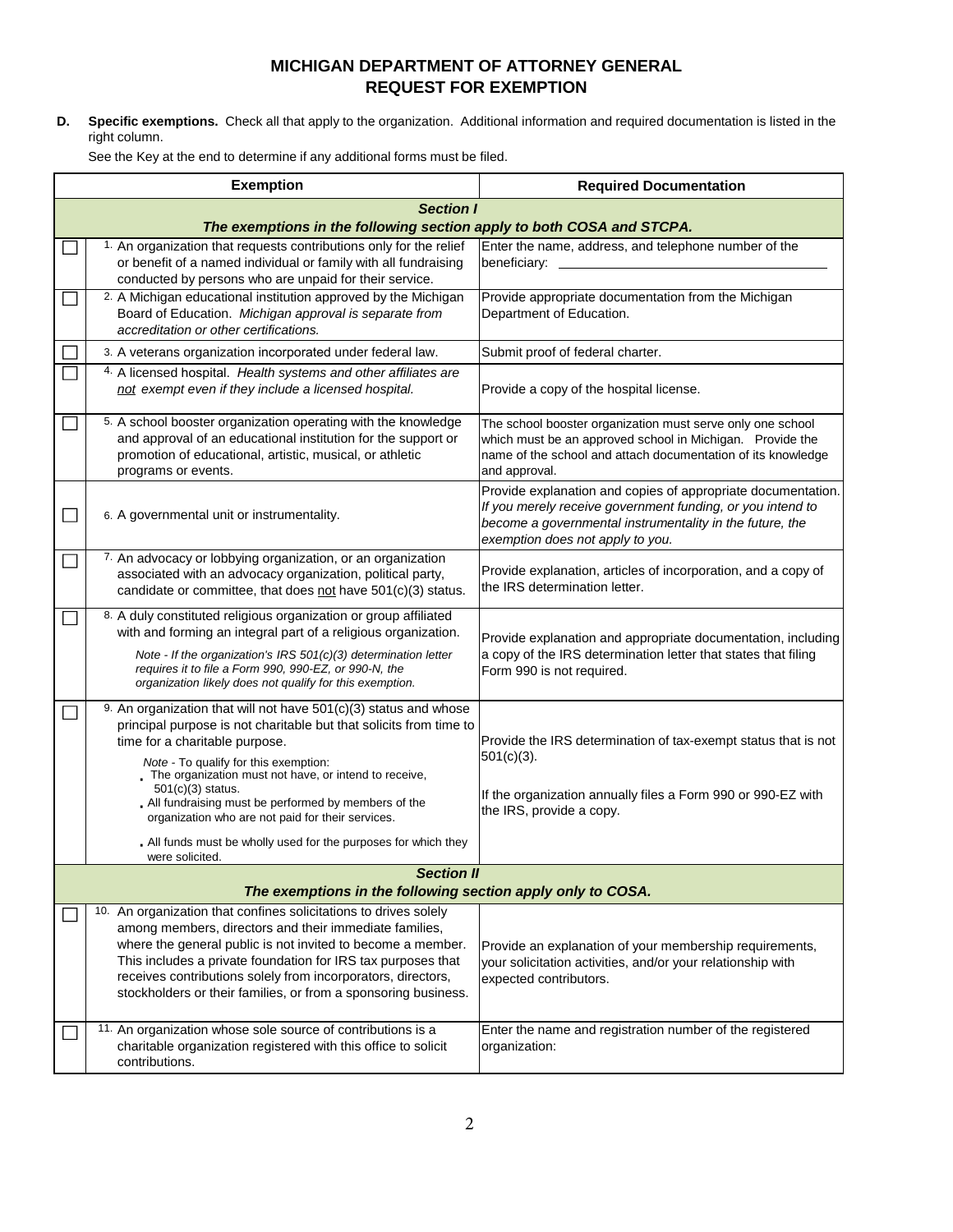# MICHIGAN DEPARTMENT OF ATTORNEY GENERAL
## REQUEST FOR EXEMPTION

**D. Specific exemptions.** Check all that apply to the organization. Additional information and required documentation is listed in the right column.

See the Key at the end to determine if any additional forms must be filed.

| | Exemption | Required Documentation |
|---|---|---|
| | ***Section I*** ***The exemptions in the following section apply to both COSA and STCPA.*** | |
| ☐ | 1. An organization that requests contributions only for the relief or benefit of a named individual or family with all fundraising conducted by persons who are unpaid for their service. | Enter the name, address, and telephone number of the beneficiary: ______________________ |
| ☐ | 2. A Michigan educational institution approved by the Michigan Board of Education. *Michigan approval is separate from accreditation or other certifications.* | Provide appropriate documentation from the Michigan Department of Education. |
| ☐ | 3. A veterans organization incorporated under federal law. | Submit proof of federal charter. |
| ☐ | 4. A licensed hospital. *Health systems and other affiliates are not exempt even if they include a licensed hospital.* | Provide a copy of the hospital license. |
| ☐ | 5. A school booster organization operating with the knowledge and approval of an educational institution for the support or promotion of educational, artistic, musical, or athletic programs or events. | The school booster organization must serve only one school which must be an approved school in Michigan. Provide the name of the school and attach documentation of its knowledge and approval. |
| ☐ | 6. A governmental unit or instrumentality. | Provide explanation and copies of appropriate documentation. *If you merely receive government funding, or you intend to become a governmental instrumentality in the future, the exemption does not apply to you.* |
| ☐ | 7. An advocacy or lobbying organization, or an organization associated with an advocacy organization, political party, candidate or committee, that does not have 501(c)(3) status. | Provide explanation, articles of incorporation, and a copy of the IRS determination letter. |
| ☐ | 8. A duly constituted religious organization or group affiliated with and forming an integral part of a religious organization. *Note - If the organization's IRS 501(c)(3) determination letter requires it to file a Form 990, 990-EZ, or 990-N, the organization likely does not qualify for this exemption.* | Provide explanation and appropriate documentation, including a copy of the IRS determination letter that states that filing Form 990 is not required. |
| ☐ | 9. An organization that will not have 501(c)(3) status and whose principal purpose is not charitable but that solicits from time to time for a charitable purpose. *Note* - To qualify for this exemption: • The organization must not have, or intend to receive, 501(c)(3) status. • All fundraising must be performed by members of the organization who are not paid for their services. • All funds must be wholly used for the purposes for which they were solicited. | Provide the IRS determination of tax-exempt status that is not 501(c)(3). If the organization annually files a Form 990 or 990-EZ with the IRS, provide a copy. |
| | ***Section II*** ***The exemptions in the following section apply only to COSA.*** | |
| ☐ | 10. An organization that confines solicitations to drives solely among members, directors and their immediate families, where the general public is not invited to become a member. This includes a private foundation for IRS tax purposes that receives contributions solely from incorporators, directors, stockholders or their families, or from a sponsoring business. | Provide an explanation of your membership requirements, your solicitation activities, and/or your relationship with expected contributors. |
| ☐ | 11. An organization whose sole source of contributions is a charitable organization registered with this office to solicit contributions. | Enter the name and registration number of the registered organization: |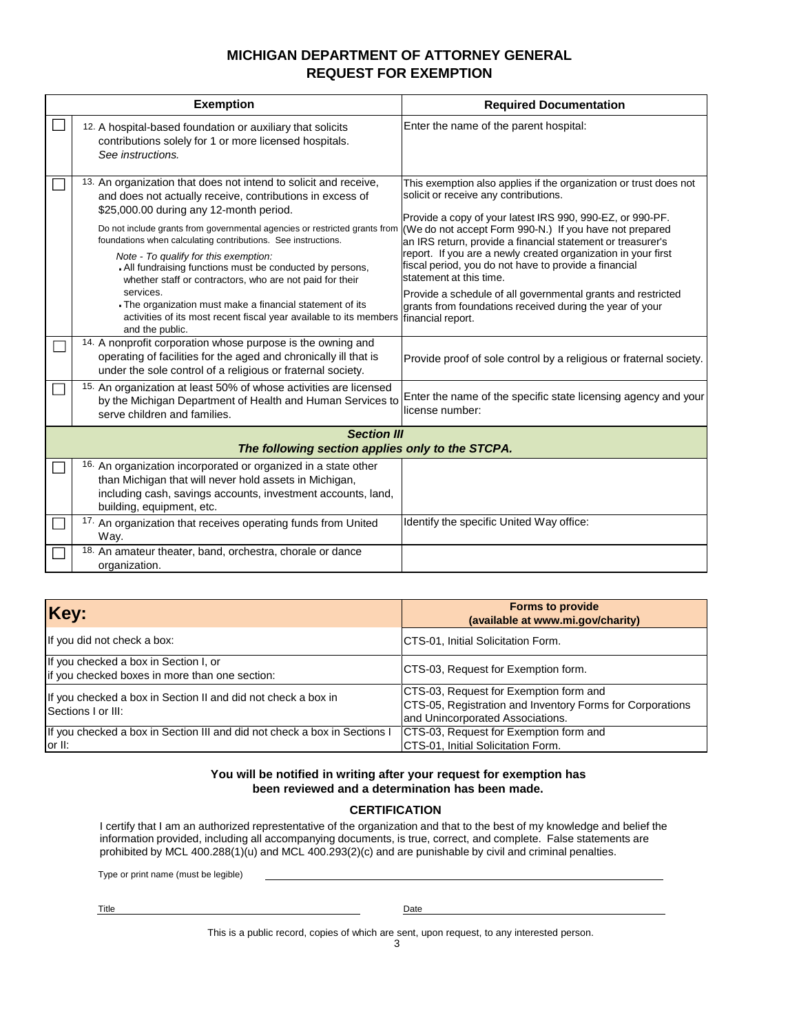# MICHIGAN DEPARTMENT OF ATTORNEY GENERAL
## REQUEST FOR EXEMPTION

| | Exemption | Required Documentation |
|---|---|---|
| ☐ | 12. A hospital-based foundation or auxiliary that solicits contributions solely for 1 or more licensed hospitals. *See instructions.* | Enter the name of the parent hospital: |
| ☐ | 13. An organization that does not intend to solicit and receive, and does not actually receive, contributions in excess of $25,000.00 during any 12-month period.<br><br>Do not include grants from governmental agencies or restricted grants from foundations when calculating contributions. See instructions.<br><br>*Note - To qualify for this exemption:*<br>• All fundraising functions must be conducted by persons, whether staff or contractors, who are not paid for their services.<br>• The organization must make a financial statement of its activities of its most recent fiscal year available to its members and the public. | This exemption also applies if the organization or trust does not solicit or receive any contributions.<br><br>Provide a copy of your latest IRS 990, 990-EZ, or 990-PF. (We do not accept Form 990-N.) If you have not prepared an IRS return, provide a financial statement or treasurer's report. If you are a newly created organization in your first fiscal period, you do not have to provide a financial statement at this time.<br><br>Provide a schedule of all governmental grants and restricted grants from foundations received during the year of your financial report. |
| ☐ | 14. A nonprofit corporation whose purpose is the owning and operating of facilities for the aged and chronically ill that is under the sole control of a religious or fraternal society. | Provide proof of sole control by a religious or fraternal society. |
| ☐ | 15. An organization at least 50% of whose activities are licensed by the Michigan Department of Health and Human Services to serve children and families. | Enter the name of the specific state licensing agency and your license number: |
| | ***Section III***<br>***The following section applies only to the STCPA.*** | |
| ☐ | 16. An organization incorporated or organized in a state other than Michigan that will never hold assets in Michigan, including cash, savings accounts, investment accounts, land, building, equipment, etc. | |
| ☐ | 17. An organization that receives operating funds from United Way. | Identify the specific United Way office: |
| ☐ | 18. An amateur theater, band, orchestra, chorale or dance organization. | |

| Key: | Forms to provide (available at www.mi.gov/charity) |
|---|---|
| If you did not check a box: | CTS-01, Initial Solicitation Form. |
| If you checked a box in Section I, or if you checked boxes in more than one section: | CTS-03, Request for Exemption form. |
| If you checked a box in Section II and did not check a box in Sections I or III: | CTS-03, Request for Exemption form and CTS-05, Registration and Inventory Forms for Corporations and Unincorporated Associations. |
| If you checked a box in Section III and did not check a box in Sections I or II: | CTS-03, Request for Exemption form and CTS-01, Initial Solicitation Form. |

**You will be notified in writing after your request for exemption has been reviewed and a determination has been made.**

### CERTIFICATION

I certify that I am an authorized representative of the organization and that to the best of my knowledge and belief the information provided, including all accompanying documents, is true, correct, and complete. False statements are prohibited by MCL 400.288(1)(u) and MCL 400.293(2)(c) and are punishable by civil and criminal penalties.

Type or print name (must be legible) ______________________________

Title ______________________ Date ______________________

This is a public record, copies of which are sent, upon request, to any interested person.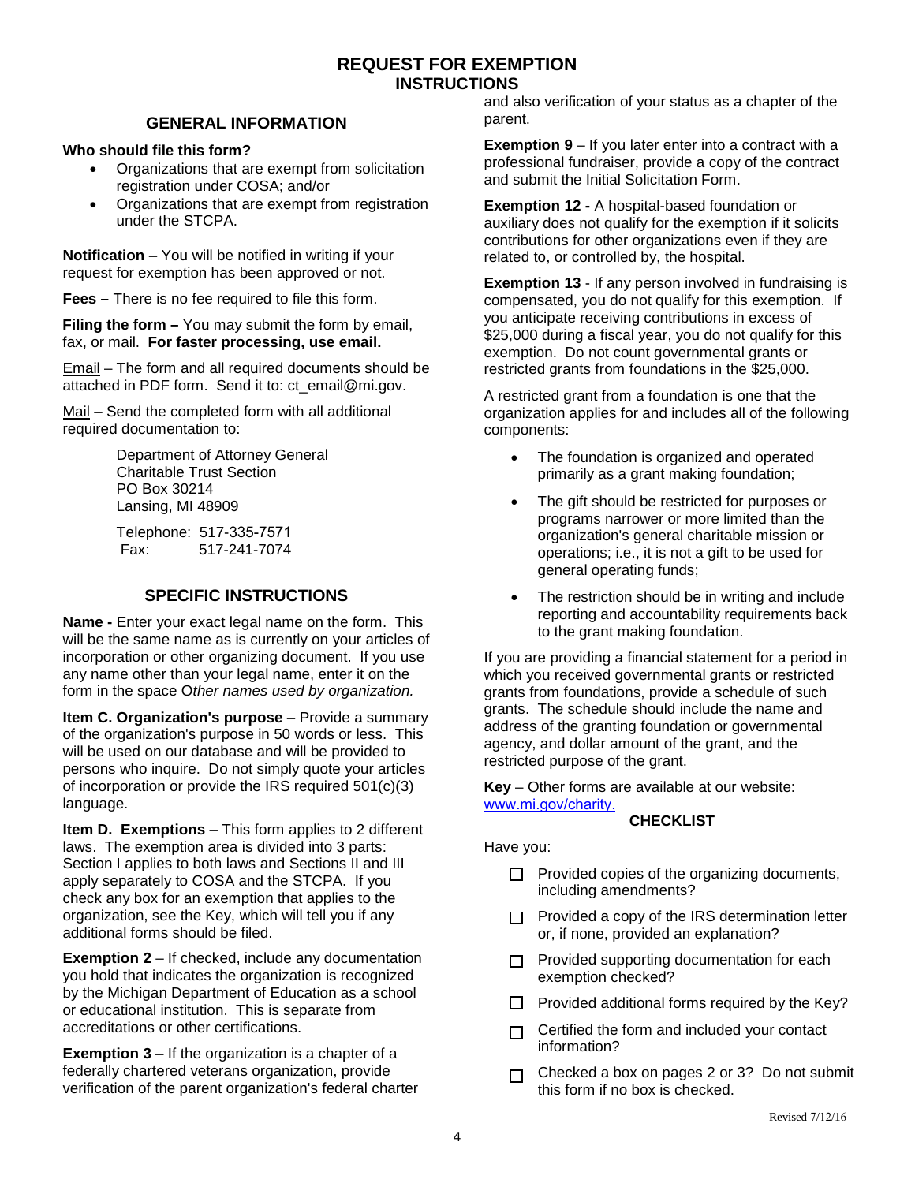# REQUEST FOR EXEMPTION
## INSTRUCTIONS

### GENERAL INFORMATION

**Who should file this form?**

- Organizations that are exempt from solicitation registration under COSA; and/or
- Organizations that are exempt from registration under the STCPA.

**Notification** – You will be notified in writing if your request for exemption has been approved or not.

**Fees –** There is no fee required to file this form.

**Filing the form –** You may submit the form by email, fax, or mail. **For faster processing, use email.**

Email – The form and all required documents should be attached in PDF form. Send it to: ct_email@mi.gov.

Mail – Send the completed form with all additional required documentation to:

Department of Attorney General
Charitable Trust Section
PO Box 30214
Lansing, MI 48909

Telephone: 517-335-7571
Fax: 517-241-7074

### SPECIFIC INSTRUCTIONS

**Name -** Enter your exact legal name on the form. This will be the same name as is currently on your articles of incorporation or other organizing document. If you use any name other than your legal name, enter it on the form in the space O*ther names used by organization.*

**Item C. Organization's purpose** – Provide a summary of the organization's purpose in 50 words or less. This will be used on our database and will be provided to persons who inquire. Do not simply quote your articles of incorporation or provide the IRS required 501(c)(3) language.

**Item D. Exemptions** – This form applies to 2 different laws. The exemption area is divided into 3 parts: Section I applies to both laws and Sections II and III apply separately to COSA and the STCPA. If you check any box for an exemption that applies to the organization, see the Key, which will tell you if any additional forms should be filed.

**Exemption 2** – If checked, include any documentation you hold that indicates the organization is recognized by the Michigan Department of Education as a school or educational institution. This is separate from accreditations or other certifications.

**Exemption 3** – If the organization is a chapter of a federally chartered veterans organization, provide verification of the parent organization's federal charter and also verification of your status as a chapter of the parent.

**Exemption 9** – If you later enter into a contract with a professional fundraiser, provide a copy of the contract and submit the Initial Solicitation Form.

**Exemption 12 -** A hospital-based foundation or auxiliary does not qualify for the exemption if it solicits contributions for other organizations even if they are related to, or controlled by, the hospital.

**Exemption 13** - If any person involved in fundraising is compensated, you do not qualify for this exemption. If you anticipate receiving contributions in excess of $25,000 during a fiscal year, you do not qualify for this exemption. Do not count governmental grants or restricted grants from foundations in the $25,000.

A restricted grant from a foundation is one that the organization applies for and includes all of the following components:

- The foundation is organized and operated primarily as a grant making foundation;
- The gift should be restricted for purposes or programs narrower or more limited than the organization's general charitable mission or operations; i.e., it is not a gift to be used for general operating funds;
- The restriction should be in writing and include reporting and accountability requirements back to the grant making foundation.

If you are providing a financial statement for a period in which you received governmental grants or restricted grants from foundations, provide a schedule of such grants. The schedule should include the name and address of the granting foundation or governmental agency, and dollar amount of the grant, and the restricted purpose of the grant.

**Key** – Other forms are available at our website: www.mi.gov/charity.

**CHECKLIST**

Have you:

- ☐ Provided copies of the organizing documents, including amendments?
- ☐ Provided a copy of the IRS determination letter or, if none, provided an explanation?
- ☐ Provided supporting documentation for each exemption checked?
- ☐ Provided additional forms required by the Key?
- ☐ Certified the form and included your contact information?
- ☐ Checked a box on pages 2 or 3? Do not submit this form if no box is checked.

Revised 7/12/16